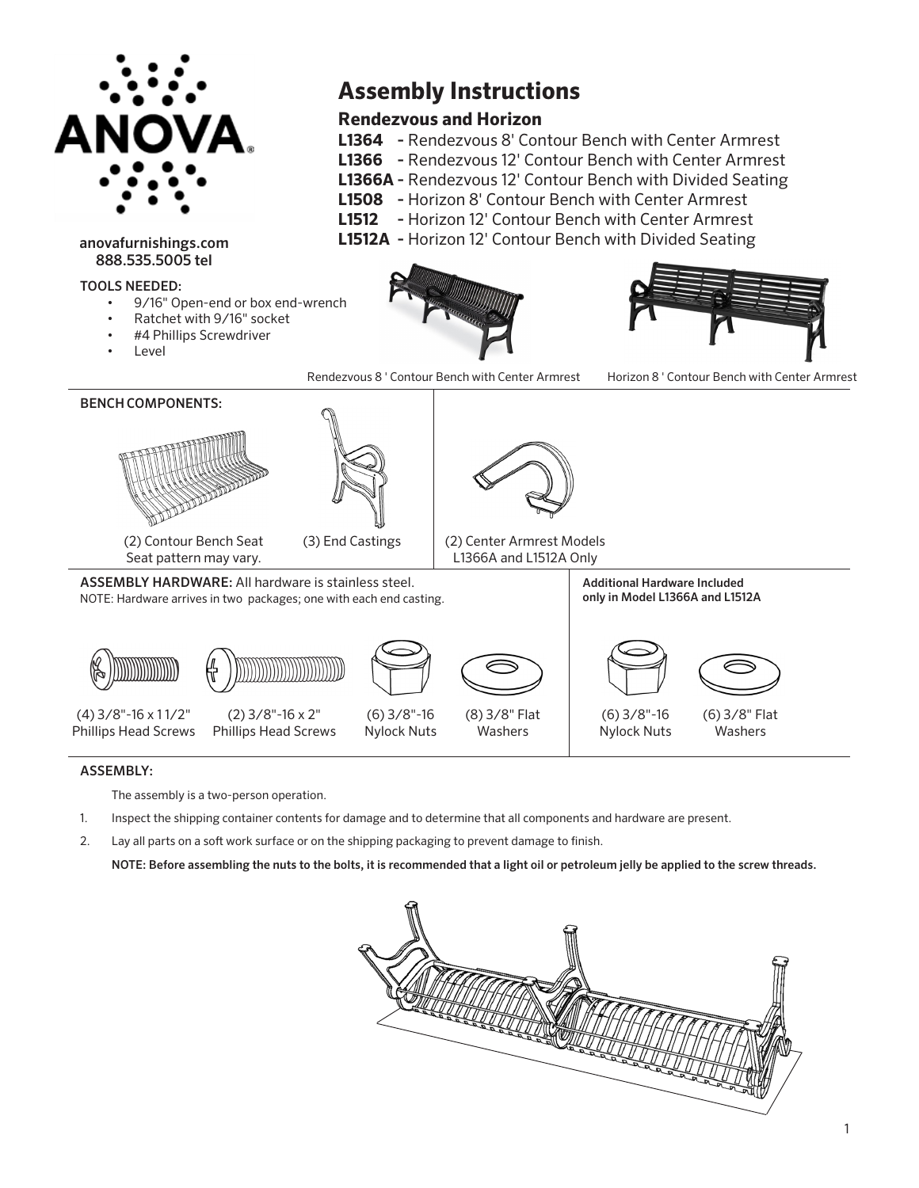# Assembly Instructions

## Rendezvous and Horizon

**L1364** - Rendezvous 8' Contour Bench with Center Armrest
**L1366** - Rendezvous 12' Contour Bench with Center Armrest
**L1366A** - Rendezvous 12' Contour Bench with Divided Seating
**L1508** - Horizon 8' Contour Bench with Center Armrest
**L1512** - Horizon 12' Contour Bench with Center Armrest
**L1512A** - Horizon 12' Contour Bench with Divided Seating

anovafurnishings.com
888.535.5005 tel

**TOOLS NEEDED:**

- 9/16" Open-end or box end-wrench
- Ratchet with 9/16" socket
- #4 Phillips Screwdriver
- Level

Rendezvous 8 ' Contour Bench with Center Armrest

Horizon 8 ' Contour Bench with Center Armrest

**BENCH COMPONENTS:**

(2) Contour Bench Seat
Seat pattern may vary.

(3) End Castings

(2) Center Armrest Models
L1366A and L1512A Only

**ASSEMBLY HARDWARE:** All hardware is stainless steel.
NOTE: Hardware arrives in two packages; one with each end casting.

(4) 3/8"-16 x 1 1/2" Phillips Head Screws

(2) 3/8"-16 x 2" Phillips Head Screws

(6) 3/8"-16 Nylock Nuts

(8) 3/8" Flat Washers

**Additional Hardware Included only in Model L1366A and L1512A**

(6) 3/8"-16 Nylock Nuts

(6) 3/8" Flat Washers

**ASSEMBLY:**

The assembly is a two-person operation.

1. Inspect the shipping container contents for damage and to determine that all components and hardware are present.
2. Lay all parts on a soft work surface or on the shipping packaging to prevent damage to finish.

**NOTE: Before assembling the nuts to the bolts, it is recommended that a light oil or petroleum jelly be applied to the screw threads.**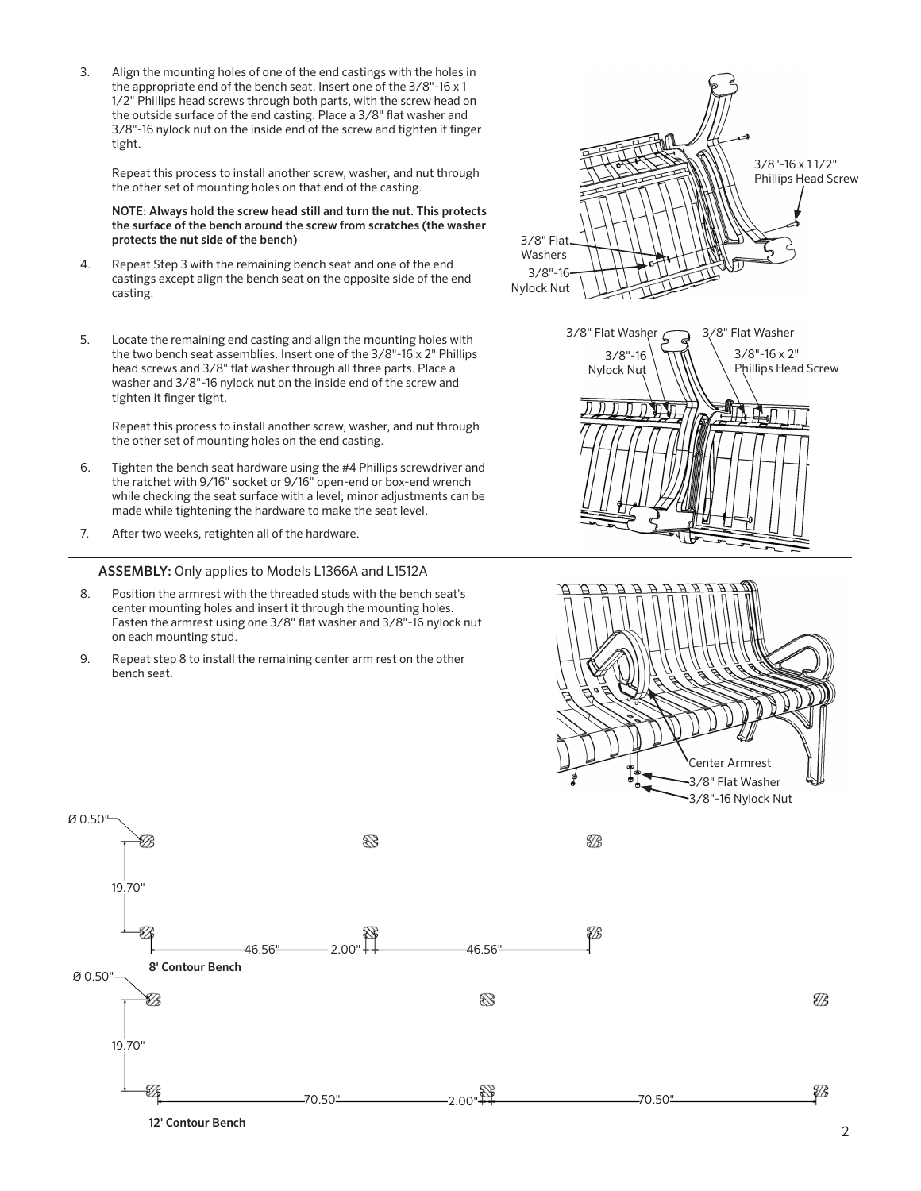3. Align the mounting holes of one of the end castings with the holes in the appropriate end of the bench seat. Insert one of the 3/8"-16 x 1 1/2" Phillips head screws through both parts, with the screw head on the outside surface of the end casting. Place a 3/8" flat washer and 3/8"-16 nylock nut on the inside end of the screw and tighten it finger tight.

   Repeat this process to install another screw, washer, and nut through the other set of mounting holes on that end of the casting.

   **NOTE: Always hold the screw head still and turn the nut. This protects the surface of the bench around the screw from scratches (the washer protects the nut side of the bench)**

4. Repeat Step 3 with the remaining bench seat and one of the end castings except align the bench seat on the opposite side of the end casting.

5. Locate the remaining end casting and align the mounting holes with the two bench seat assemblies. Insert one of the 3/8"-16 x 2" Phillips head screws and 3/8" flat washer through all three parts. Place a washer and 3/8"-16 nylock nut on the inside end of the screw and tighten it finger tight.

   Repeat this process to install another screw, washer, and nut through the other set of mounting holes on the end casting.

6. Tighten the bench seat hardware using the #4 Phillips screwdriver and the ratchet with 9/16" socket or 9/16" open-end or box-end wrench while checking the seat surface with a level; minor adjustments can be made while tightening the hardware to make the seat level.

7. After two weeks, retighten all of the hardware.

3/8"-16 x 1 1/2" Phillips Head Screw

3/8" Flat Washers

3/8"-16 Nylock Nut

3/8" Flat Washer

3/8" Flat Washer

3/8"-16 Nylock Nut

3/8"-16 x 2" Phillips Head Screw

**ASSEMBLY:** Only applies to Models L1366A and L1512A

8. Position the armrest with the threaded studs with the bench seat's center mounting holes and insert it through the mounting holes. Fasten the armrest using one 3/8" flat washer and 3/8"-16 nylock nut on each mounting stud.

9. Repeat step 8 to install the remaining center arm rest on the other bench seat.

Center Armrest

3/8" Flat Washer

3/8"-16 Nylock Nut

Ø 0.50"

19.70"

46.56" 2.00" 46.56"

**8' Contour Bench**

Ø 0.50"

19.70"

70.50" 2.00" 70.50"

**12' Contour Bench**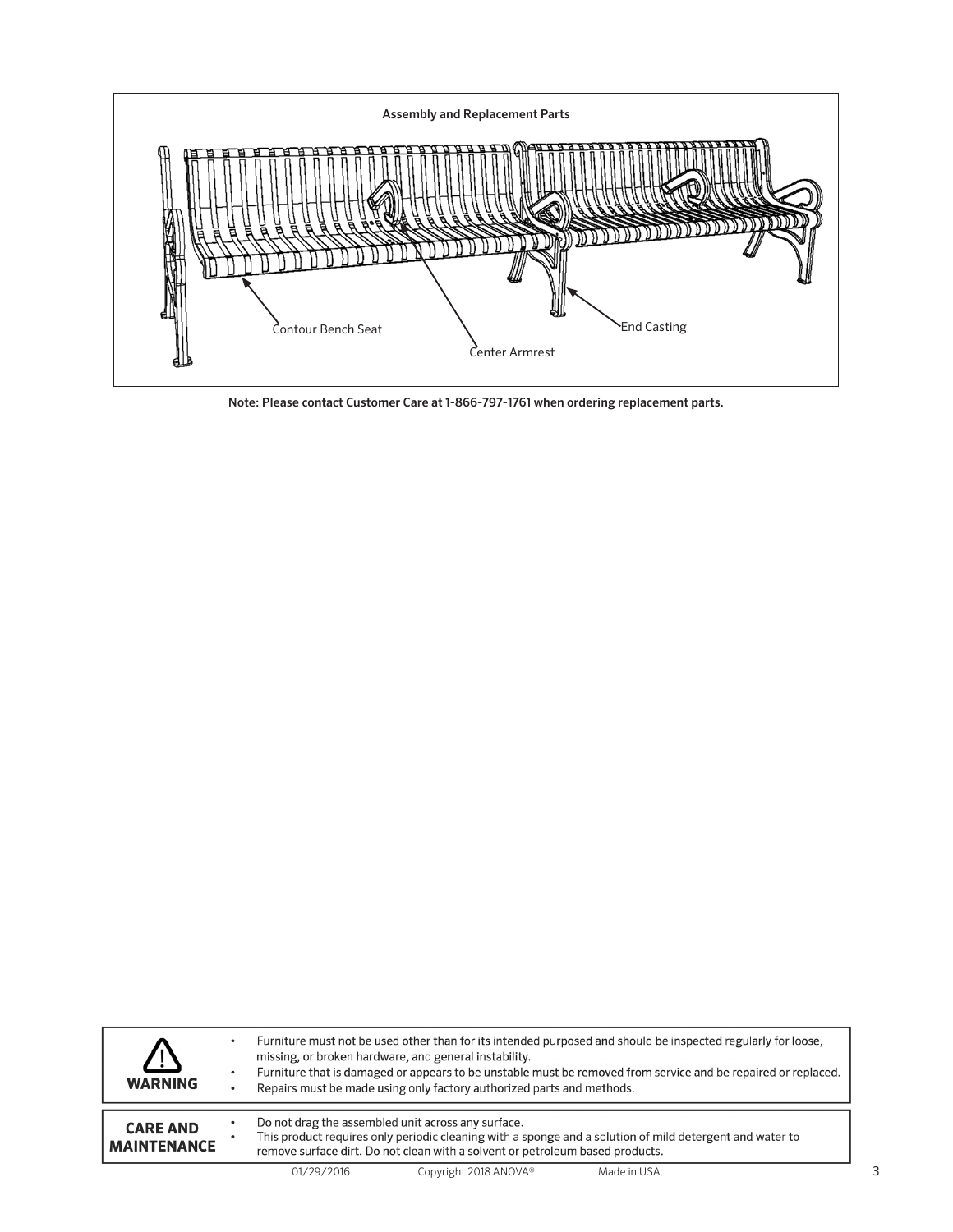**Assembly and Replacement Parts**

Contour Bench Seat

Center Armrest

End Casting

**Note: Please contact Customer Care at 1-866-797-1761 when ordering replacement parts.**

| | |
|---|---|
| **WARNING** | • Furniture must not be used other than for its intended purposed and should be inspected regularly for loose, missing, or broken hardware, and general instability.<br>• Furniture that is damaged or appears to be unstable must be removed from service and be repaired or replaced.<br>• Repairs must be made using only factory authorized parts and methods. |
| **CARE AND MAINTENANCE** | • Do not drag the assembled unit across any surface.<br>• This product requires only periodic cleaning with a sponge and a solution of mild detergent and water to remove surface dirt. Do not clean with a solvent or petroleum based products. |

01/29/2016 Copyright 2018 ANOVA® Made in USA.